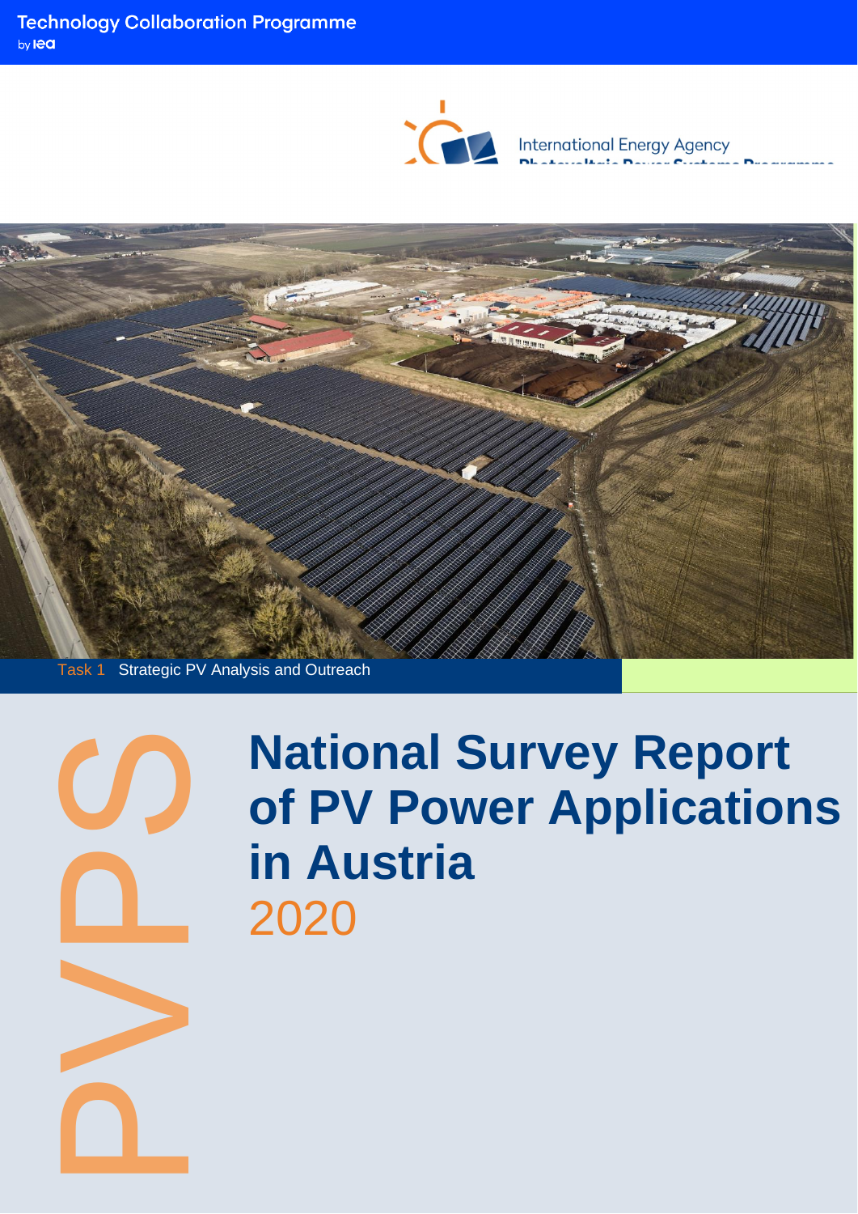Technology Collaboration Programme
by iea

International Energy Agency
Photovoltaic Power Systems Programme

Task 1 Strategic PV Analysis and Outreach

PVPS

# National Survey Report of PV Power Applications in Austria
2020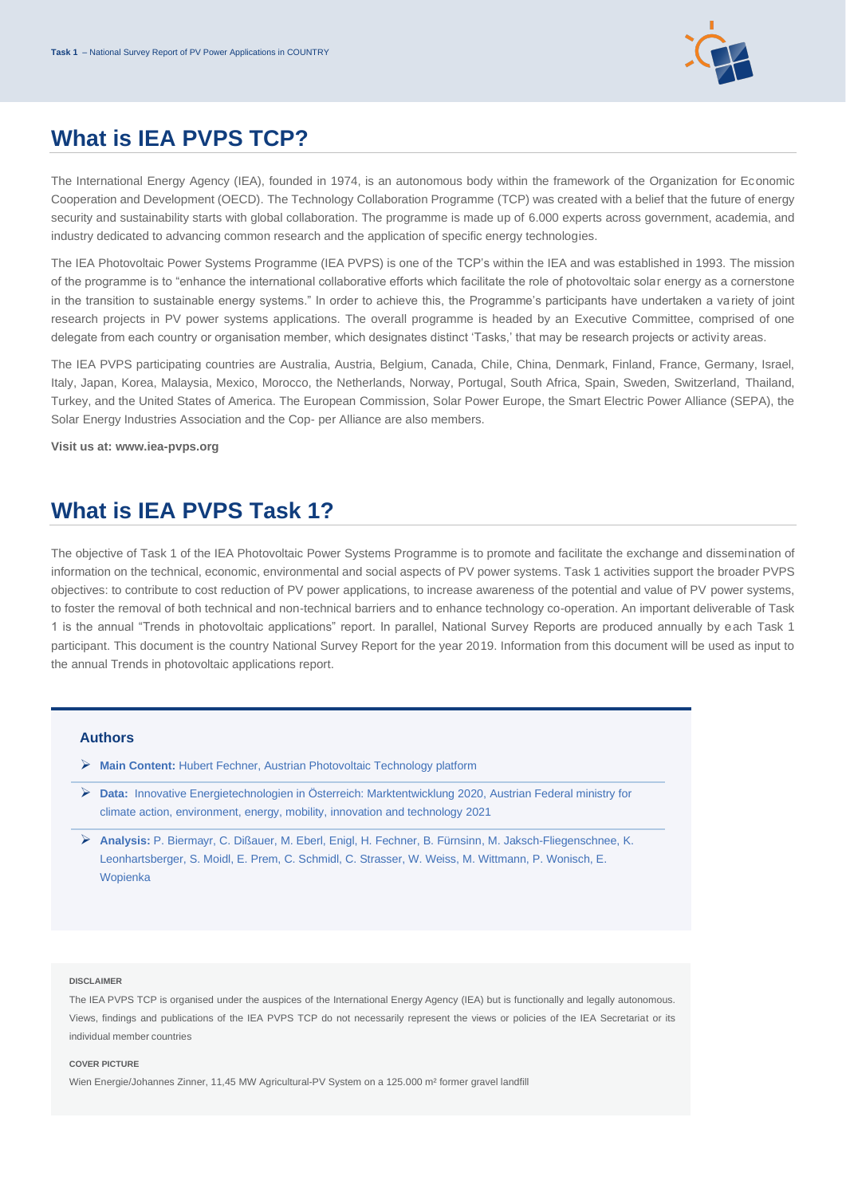## What is IEA PVPS TCP?

The International Energy Agency (IEA), founded in 1974, is an autonomous body within the framework of the Organization for Economic Cooperation and Development (OECD). The Technology Collaboration Programme (TCP) was created with a belief that the future of energy security and sustainability starts with global collaboration. The programme is made up of 6.000 experts across government, academia, and industry dedicated to advancing common research and the application of specific energy technologies.

The IEA Photovoltaic Power Systems Programme (IEA PVPS) is one of the TCP's within the IEA and was established in 1993. The mission of the programme is to "enhance the international collaborative efforts which facilitate the role of photovoltaic solar energy as a cornerstone in the transition to sustainable energy systems." In order to achieve this, the Programme's participants have undertaken a variety of joint research projects in PV power systems applications. The overall programme is headed by an Executive Committee, comprised of one delegate from each country or organisation member, which designates distinct 'Tasks,' that may be research projects or activity areas.

The IEA PVPS participating countries are Australia, Austria, Belgium, Canada, Chile, China, Denmark, Finland, France, Germany, Israel, Italy, Japan, Korea, Malaysia, Mexico, Morocco, the Netherlands, Norway, Portugal, South Africa, Spain, Sweden, Switzerland, Thailand, Turkey, and the United States of America. The European Commission, Solar Power Europe, the Smart Electric Power Alliance (SEPA), the Solar Energy Industries Association and the Cop- per Alliance are also members.

**Visit us at: www.iea-pvps.org**

## What is IEA PVPS Task 1?

The objective of Task 1 of the IEA Photovoltaic Power Systems Programme is to promote and facilitate the exchange and dissemination of information on the technical, economic, environmental and social aspects of PV power systems. Task 1 activities support the broader PVPS objectives: to contribute to cost reduction of PV power applications, to increase awareness of the potential and value of PV power systems, to foster the removal of both technical and non-technical barriers and to enhance technology co-operation. An important deliverable of Task 1 is the annual "Trends in photovoltaic applications" report. In parallel, National Survey Reports are produced annually by each Task 1 participant. This document is the country National Survey Report for the year 2019. Information from this document will be used as input to the annual Trends in photovoltaic applications report.

### Authors

- **Main Content:** Hubert Fechner, Austrian Photovoltaic Technology platform
- **Data:** Innovative Energietechnologien in Österreich: Marktentwicklung 2020, Austrian Federal ministry for climate action, environment, energy, mobility, innovation and technology 2021
- **Analysis:** P. Biermayr, C. Dißauer, M. Eberl, Enigl, H. Fechner, B. Fürnsinn, M. Jaksch-Fliegenschnee, K. Leonhartsberger, S. Moidl, E. Prem, C. Schmidl, C. Strasser, W. Weiss, M. Wittmann, P. Wonisch, E. Wopienka

**DISCLAIMER**

The IEA PVPS TCP is organised under the auspices of the International Energy Agency (IEA) but is functionally and legally autonomous. Views, findings and publications of the IEA PVPS TCP do not necessarily represent the views or policies of the IEA Secretariat or its individual member countries

**COVER PICTURE**

Wien Energie/Johannes Zinner, 11,45 MW Agricultural-PV System on a 125.000 m² former gravel landfill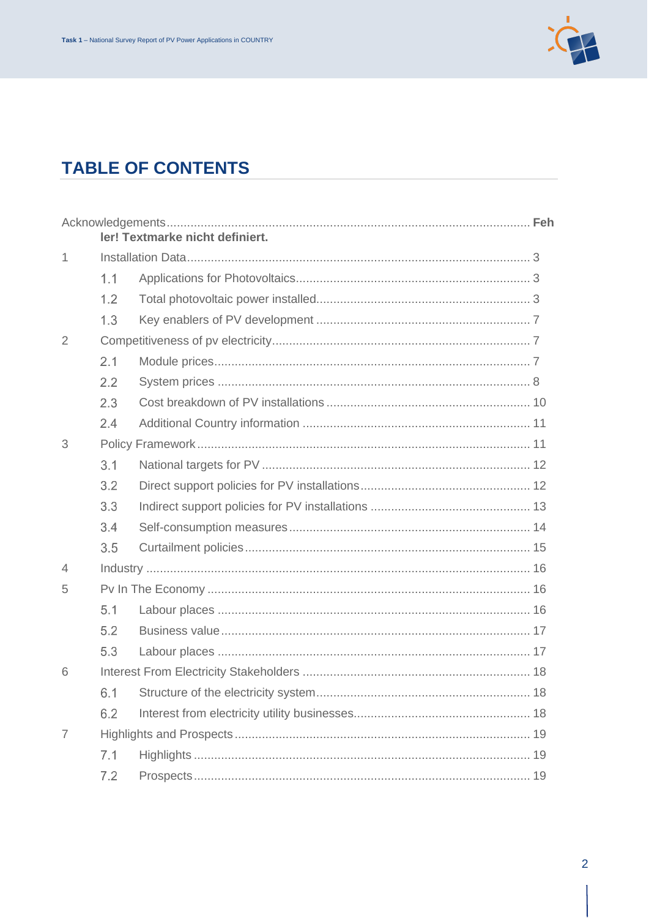# TABLE OF CONTENTS

Acknowledgements........................................................................................................ Fehler! Textmarke nicht definiert.

1 Installation Data .................................................................................................... 3

  1.1 Applications for Photovoltaics .................................................................... 3

  1.2 Total photovoltaic power installed .............................................................. 3

  1.3 Key enablers of PV development ............................................................... 7

2 Competitiveness of pv electricity ........................................................................... 7

  2.1 Module prices ............................................................................................ 7

  2.2 System prices ........................................................................................... 8

  2.3 Cost breakdown of PV installations .......................................................... 10

  2.4 Additional Country information ................................................................. 11

3 Policy Framework ................................................................................................ 11

  3.1 National targets for PV ............................................................................. 12

  3.2 Direct support policies for PV installations ................................................ 12

  3.3 Indirect support policies for PV installations ............................................. 13

  3.4 Self-consumption measures ..................................................................... 14

  3.5 Curtailment policies .................................................................................. 15

4 Industry ............................................................................................................... 16

5 Pv In The Economy ............................................................................................. 16

  5.1 Labour places ........................................................................................... 16

  5.2 Business value .......................................................................................... 17

  5.3 Labour places ........................................................................................... 17

6 Interest From Electricity Stakeholders .................................................................. 18

  6.1 Structure of the electricity system ............................................................. 18

  6.2 Interest from electricity utility businesses ................................................... 18

7 Highlights and Prospects ..................................................................................... 19

  7.1 Highlights .................................................................................................. 19

  7.2 Prospects .................................................................................................. 19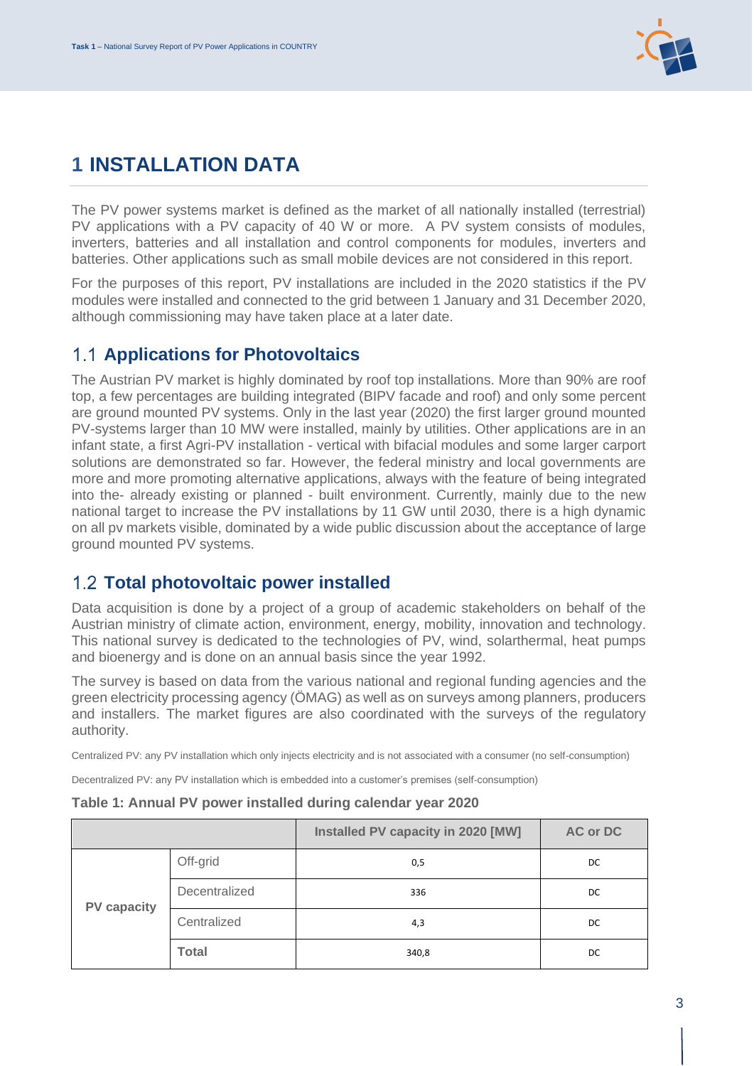# 1 INSTALLATION DATA

The PV power systems market is defined as the market of all nationally installed (terrestrial) PV applications with a PV capacity of 40 W or more. A PV system consists of modules, inverters, batteries and all installation and control components for modules, inverters and batteries. Other applications such as small mobile devices are not considered in this report.

For the purposes of this report, PV installations are included in the 2020 statistics if the PV modules were installed and connected to the grid between 1 January and 31 December 2020, although commissioning may have taken place at a later date.

## 1.1 Applications for Photovoltaics

The Austrian PV market is highly dominated by roof top installations. More than 90% are roof top, a few percentages are building integrated (BIPV facade and roof) and only some percent are ground mounted PV systems. Only in the last year (2020) the first larger ground mounted PV-systems larger than 10 MW were installed, mainly by utilities. Other applications are in an infant state, a first Agri-PV installation - vertical with bifacial modules and some larger carport solutions are demonstrated so far. However, the federal ministry and local governments are more and more promoting alternative applications, always with the feature of being integrated into the- already existing or planned - built environment. Currently, mainly due to the new national target to increase the PV installations by 11 GW until 2030, there is a high dynamic on all pv markets visible, dominated by a wide public discussion about the acceptance of large ground mounted PV systems.

## 1.2 Total photovoltaic power installed

Data acquisition is done by a project of a group of academic stakeholders on behalf of the Austrian ministry of climate action, environment, energy, mobility, innovation and technology. This national survey is dedicated to the technologies of PV, wind, solarthermal, heat pumps and bioenergy and is done on an annual basis since the year 1992.

The survey is based on data from the various national and regional funding agencies and the green electricity processing agency (ÖMAG) as well as on surveys among planners, producers and installers. The market figures are also coordinated with the surveys of the regulatory authority.

Centralized PV: any PV installation which only injects electricity and is not associated with a consumer (no self-consumption)

Decentralized PV: any PV installation which is embedded into a customer's premises (self-consumption)

**Table 1: Annual PV power installed during calendar year 2020**

| | | Installed PV capacity in 2020 [MW] | AC or DC |
|---|---|---|---|
| **PV capacity** | Off-grid | 0,5 | DC |
| | Decentralized | 336 | DC |
| | Centralized | 4,3 | DC |
| | **Total** | 340,8 | DC |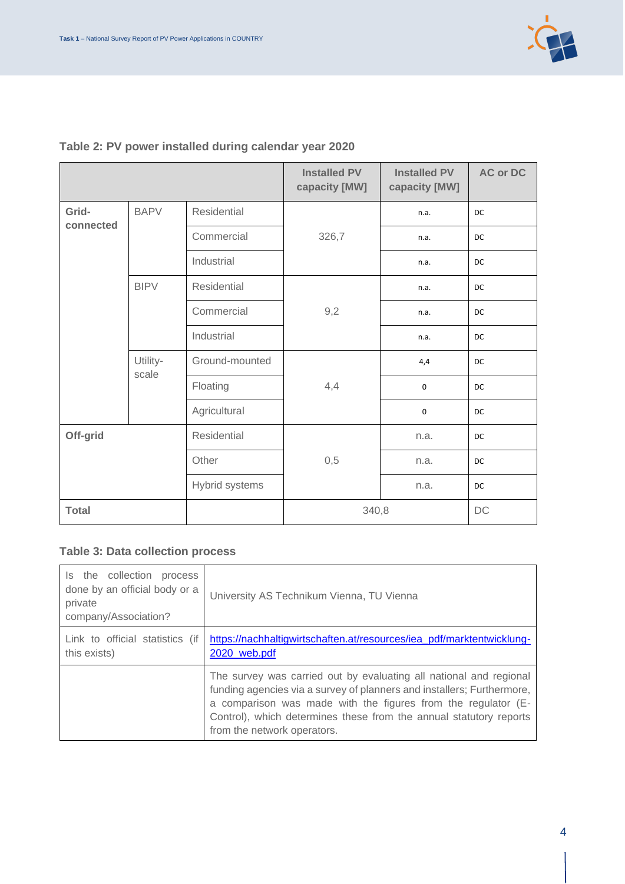**Table 2: PV power installed during calendar year 2020**

| | | | Installed PV capacity [MW] | Installed PV capacity [MW] | AC or DC |
|---|---|---|---|---|---|
| **Grid-connected** | BAPV | Residential | 326,7 | n.a. | DC |
| | | Commercial | | n.a. | DC |
| | | Industrial | | n.a. | DC |
| | BIPV | Residential | 9,2 | n.a. | DC |
| | | Commercial | | n.a. | DC |
| | | Industrial | | n.a. | DC |
| | Utility-scale | Ground-mounted | 4,4 | 4,4 | DC |
| | | Floating | | 0 | DC |
| | | Agricultural | | 0 | DC |
| **Off-grid** | | Residential | 0,5 | n.a. | DC |
| | | Other | | n.a. | DC |
| | | Hybrid systems | | n.a. | DC |
| **Total** | | | 340,8 | | DC |

**Table 3: Data collection process**

| | |
|---|---|
| Is the collection process done by an official body or a private company/Association? | University AS Technikum Vienna, TU Vienna |
| Link to official statistics (if this exists) | https://nachhaltigwirtschaften.at/resources/iea_pdf/marktentwicklung-2020_web.pdf |
| | The survey was carried out by evaluating all national and regional funding agencies via a survey of planners and installers; Furthermore, a comparison was made with the figures from the regulator (E-Control), which determines these from the annual statutory reports from the network operators. |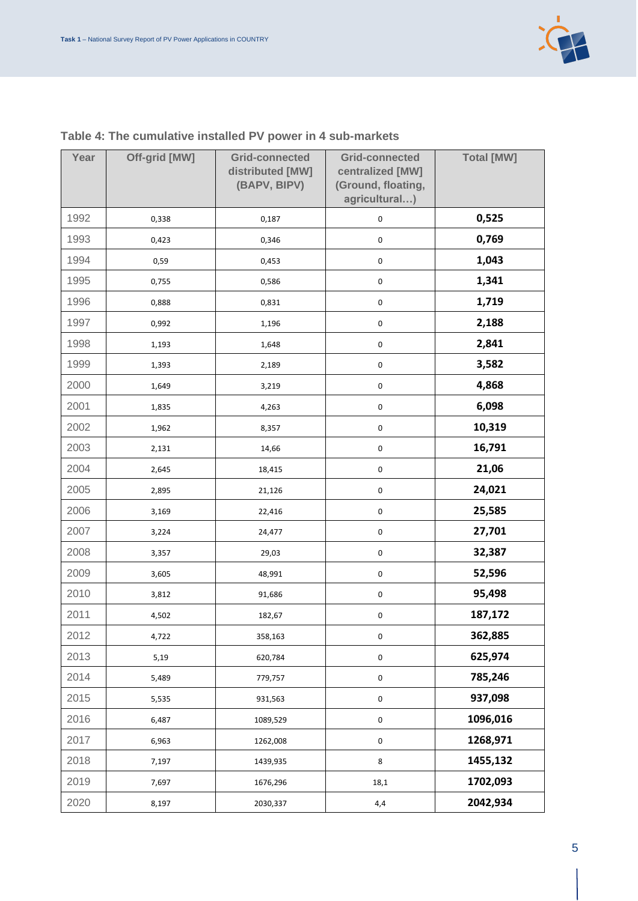**Table 4: The cumulative installed PV power in 4 sub-markets**

| Year | Off-grid [MW] | Grid-connected distributed [MW] (BAPV, BIPV) | Grid-connected centralized [MW] (Ground, floating, agricultural…) | Total [MW] |
|---|---|---|---|---|
| 1992 | 0,338 | 0,187 | 0 | **0,525** |
| 1993 | 0,423 | 0,346 | 0 | **0,769** |
| 1994 | 0,59 | 0,453 | 0 | **1,043** |
| 1995 | 0,755 | 0,586 | 0 | **1,341** |
| 1996 | 0,888 | 0,831 | 0 | **1,719** |
| 1997 | 0,992 | 1,196 | 0 | **2,188** |
| 1998 | 1,193 | 1,648 | 0 | **2,841** |
| 1999 | 1,393 | 2,189 | 0 | **3,582** |
| 2000 | 1,649 | 3,219 | 0 | **4,868** |
| 2001 | 1,835 | 4,263 | 0 | **6,098** |
| 2002 | 1,962 | 8,357 | 0 | **10,319** |
| 2003 | 2,131 | 14,66 | 0 | **16,791** |
| 2004 | 2,645 | 18,415 | 0 | **21,06** |
| 2005 | 2,895 | 21,126 | 0 | **24,021** |
| 2006 | 3,169 | 22,416 | 0 | **25,585** |
| 2007 | 3,224 | 24,477 | 0 | **27,701** |
| 2008 | 3,357 | 29,03 | 0 | **32,387** |
| 2009 | 3,605 | 48,991 | 0 | **52,596** |
| 2010 | 3,812 | 91,686 | 0 | **95,498** |
| 2011 | 4,502 | 182,67 | 0 | **187,172** |
| 2012 | 4,722 | 358,163 | 0 | **362,885** |
| 2013 | 5,19 | 620,784 | 0 | **625,974** |
| 2014 | 5,489 | 779,757 | 0 | **785,246** |
| 2015 | 5,535 | 931,563 | 0 | **937,098** |
| 2016 | 6,487 | 1089,529 | 0 | **1096,016** |
| 2017 | 6,963 | 1262,008 | 0 | **1268,971** |
| 2018 | 7,197 | 1439,935 | 8 | **1455,132** |
| 2019 | 7,697 | 1676,296 | 18,1 | **1702,093** |
| 2020 | 8,197 | 2030,337 | 4,4 | **2042,934** |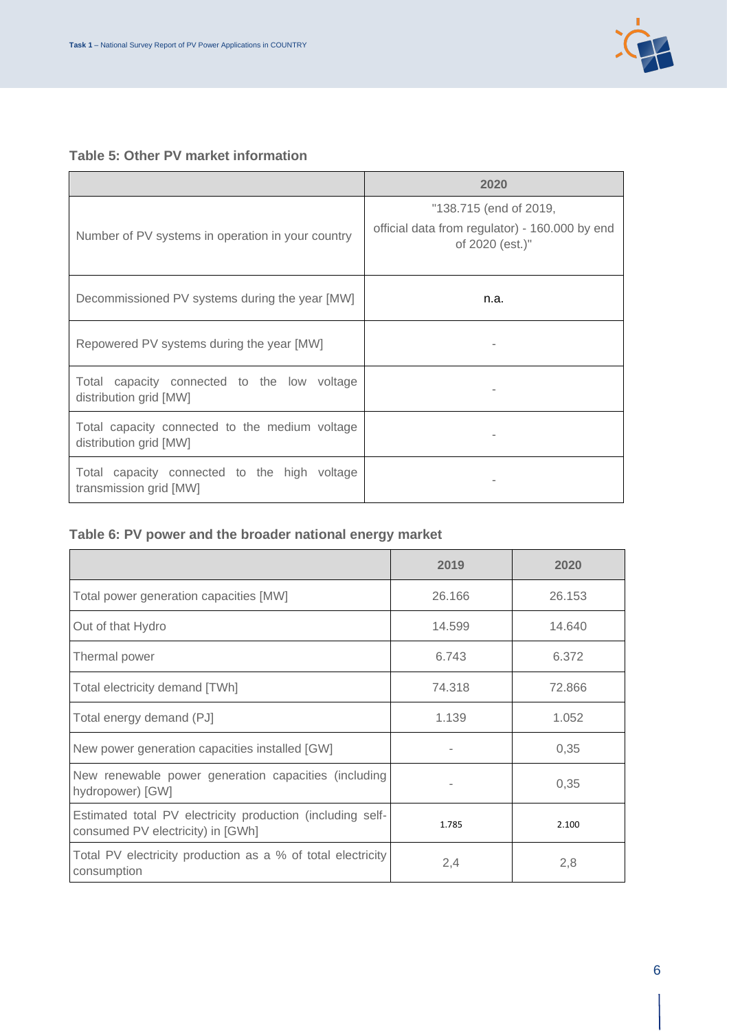**Table 5: Other PV market information**

| | 2020 |
|---|---|
| Number of PV systems in operation in your country | "138.715 (end of 2019, official data from regulator) - 160.000 by end of 2020 (est.)" |
| Decommissioned PV systems during the year [MW] | n.a. |
| Repowered PV systems during the year [MW] | - |
| Total capacity connected to the low voltage distribution grid [MW] | - |
| Total capacity connected to the medium voltage distribution grid [MW] | - |
| Total capacity connected to the high voltage transmission grid [MW] | - |

**Table 6: PV power and the broader national energy market**

| | 2019 | 2020 |
|---|---|---|
| Total power generation capacities [MW] | 26.166 | 26.153 |
| Out of that Hydro | 14.599 | 14.640 |
| Thermal power | 6.743 | 6.372 |
| Total electricity demand [TWh] | 74.318 | 72.866 |
| Total energy demand (PJ] | 1.139 | 1.052 |
| New power generation capacities installed [GW] | - | 0,35 |
| New renewable power generation capacities (including hydropower) [GW] | - | 0,35 |
| Estimated total PV electricity production (including self-consumed PV electricity) in [GWh] | 1.785 | 2.100 |
| Total PV electricity production as a % of total electricity consumption | 2,4 | 2,8 |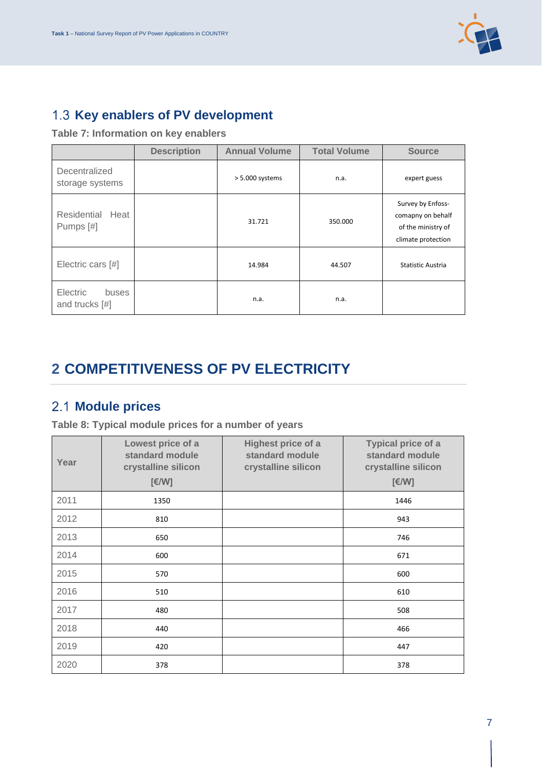## 1.3 Key enablers of PV development

**Table 7: Information on key enablers**

| | Description | Annual Volume | Total Volume | Source |
|---|---|---|---|---|
| Decentralized storage systems | | > 5.000 systems | n.a. | expert guess |
| Residential Heat Pumps [#] | | 31.721 | 350.000 | Survey by Enfoss-comapny on behalf of the ministry of climate protection |
| Electric cars [#] | | 14.984 | 44.507 | Statistic Austria |
| Electric buses and trucks [#] | | n.a. | n.a. | |

# 2 COMPETITIVENESS OF PV ELECTRICITY

## 2.1 Module prices

**Table 8: Typical module prices for a number of years**

| Year | Lowest price of a standard module crystalline silicon [€/W] | Highest price of a standard module crystalline silicon | Typical price of a standard module crystalline silicon [€/W] |
|---|---|---|---|
| 2011 | 1350 | | 1446 |
| 2012 | 810 | | 943 |
| 2013 | 650 | | 746 |
| 2014 | 600 | | 671 |
| 2015 | 570 | | 600 |
| 2016 | 510 | | 610 |
| 2017 | 480 | | 508 |
| 2018 | 440 | | 466 |
| 2019 | 420 | | 447 |
| 2020 | 378 | | 378 |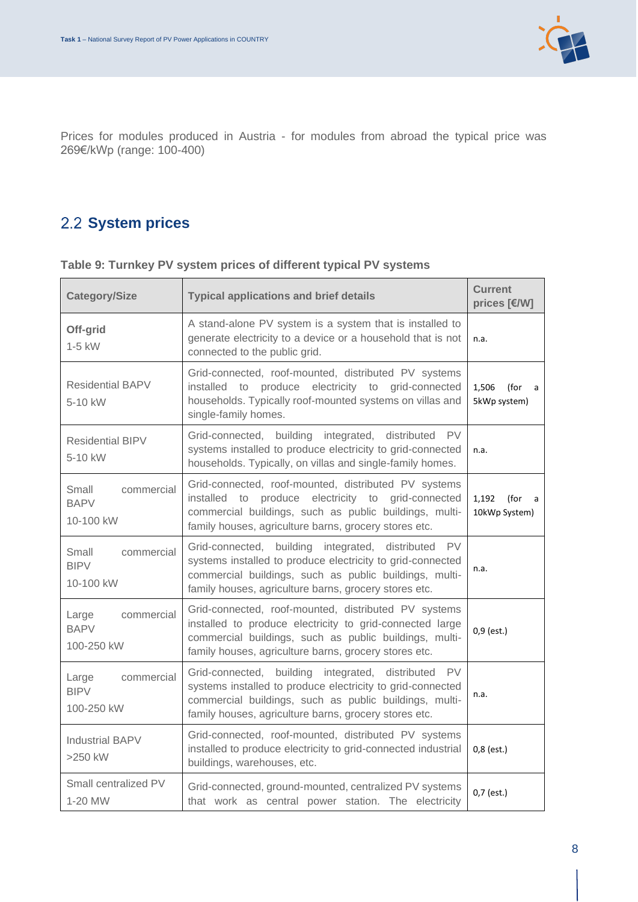Prices for modules produced in Austria - for modules from abroad the typical price was 269€/kWp (range: 100-400)

## 2.2 System prices

**Table 9: Turnkey PV system prices of different typical PV systems**

| Category/Size | Typical applications and brief details | Current prices [€/W] |
|---|---|---|
| **Off-grid** 1-5 kW | A stand-alone PV system is a system that is installed to generate electricity to a device or a household that is not connected to the public grid. | n.a. |
| Residential BAPV 5-10 kW | Grid-connected, roof-mounted, distributed PV systems installed to produce electricity to grid-connected households. Typically roof-mounted systems on villas and single-family homes. | 1,506 (for a 5kWp system) |
| Residential BIPV 5-10 kW | Grid-connected, building integrated, distributed PV systems installed to produce electricity to grid-connected households. Typically, on villas and single-family homes. | n.a. |
| Small commercial BAPV 10-100 kW | Grid-connected, roof-mounted, distributed PV systems installed to produce electricity to grid-connected commercial buildings, such as public buildings, multi-family houses, agriculture barns, grocery stores etc. | 1,192 (for a 10kWp System) |
| Small commercial BIPV 10-100 kW | Grid-connected, building integrated, distributed PV systems installed to produce electricity to grid-connected commercial buildings, such as public buildings, multi-family houses, agriculture barns, grocery stores etc. | n.a. |
| Large commercial BAPV 100-250 kW | Grid-connected, roof-mounted, distributed PV systems installed to produce electricity to grid-connected large commercial buildings, such as public buildings, multi-family houses, agriculture barns, grocery stores etc. | 0,9 (est.) |
| Large commercial BIPV 100-250 kW | Grid-connected, building integrated, distributed PV systems installed to produce electricity to grid-connected commercial buildings, such as public buildings, multi-family houses, agriculture barns, grocery stores etc. | n.a. |
| Industrial BAPV >250 kW | Grid-connected, roof-mounted, distributed PV systems installed to produce electricity to grid-connected industrial buildings, warehouses, etc. | 0,8 (est.) |
| Small centralized PV 1-20 MW | Grid-connected, ground-mounted, centralized PV systems that work as central power station. The electricity | 0,7 (est.) |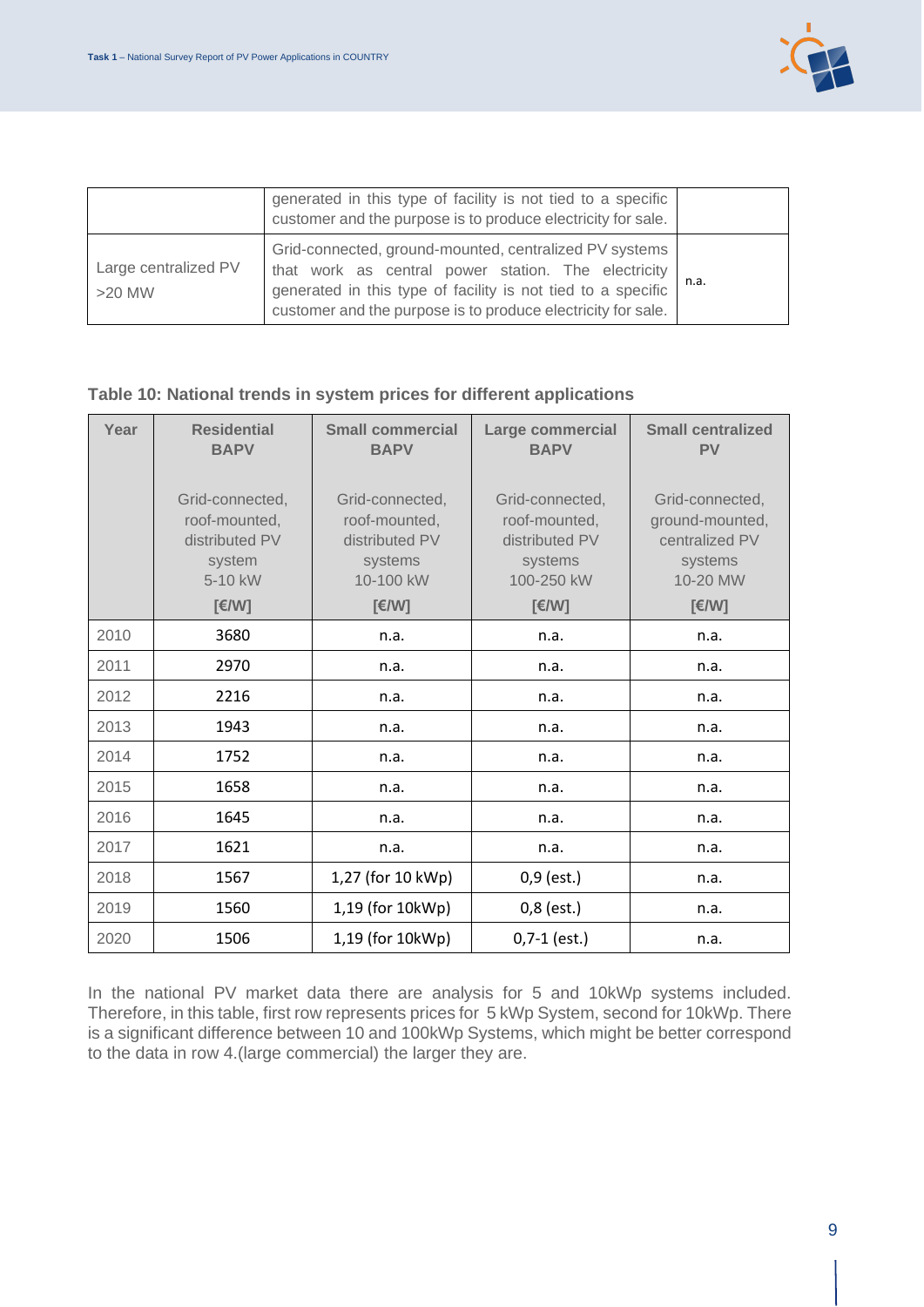| | generated in this type of facility is not tied to a specific customer and the purpose is to produce electricity for sale. | |
|---|---|---|
| Large centralized PV >20 MW | Grid-connected, ground-mounted, centralized PV systems that work as central power station. The electricity generated in this type of facility is not tied to a specific customer and the purpose is to produce electricity for sale. | n.a. |

**Table 10: National trends in system prices for different applications**

| Year | Residential BAPV<br><br>Grid-connected, roof-mounted, distributed PV system 5-10 kW<br>[€/W] | Small commercial BAPV<br><br>Grid-connected, roof-mounted, distributed PV systems 10-100 kW<br>[€/W] | Large commercial BAPV<br><br>Grid-connected, roof-mounted, distributed PV systems 100-250 kW<br>[€/W] | Small centralized PV<br><br>Grid-connected, ground-mounted, centralized PV systems 10-20 MW<br>[€/W] |
|---|---|---|---|---|
| 2010 | 3680 | n.a. | n.a. | n.a. |
| 2011 | 2970 | n.a. | n.a. | n.a. |
| 2012 | 2216 | n.a. | n.a. | n.a. |
| 2013 | 1943 | n.a. | n.a. | n.a. |
| 2014 | 1752 | n.a. | n.a. | n.a. |
| 2015 | 1658 | n.a. | n.a. | n.a. |
| 2016 | 1645 | n.a. | n.a. | n.a. |
| 2017 | 1621 | n.a. | n.a. | n.a. |
| 2018 | 1567 | 1,27 (for 10 kWp) | 0,9 (est.) | n.a. |
| 2019 | 1560 | 1,19 (for 10kWp) | 0,8 (est.) | n.a. |
| 2020 | 1506 | 1,19 (for 10kWp) | 0,7-1 (est.) | n.a. |

In the national PV market data there are analysis for 5 and 10kWp systems included. Therefore, in this table, first row represents prices for 5 kWp System, second for 10kWp. There is a significant difference between 10 and 100kWp Systems, which might be better correspond to the data in row 4.(large commercial) the larger they are.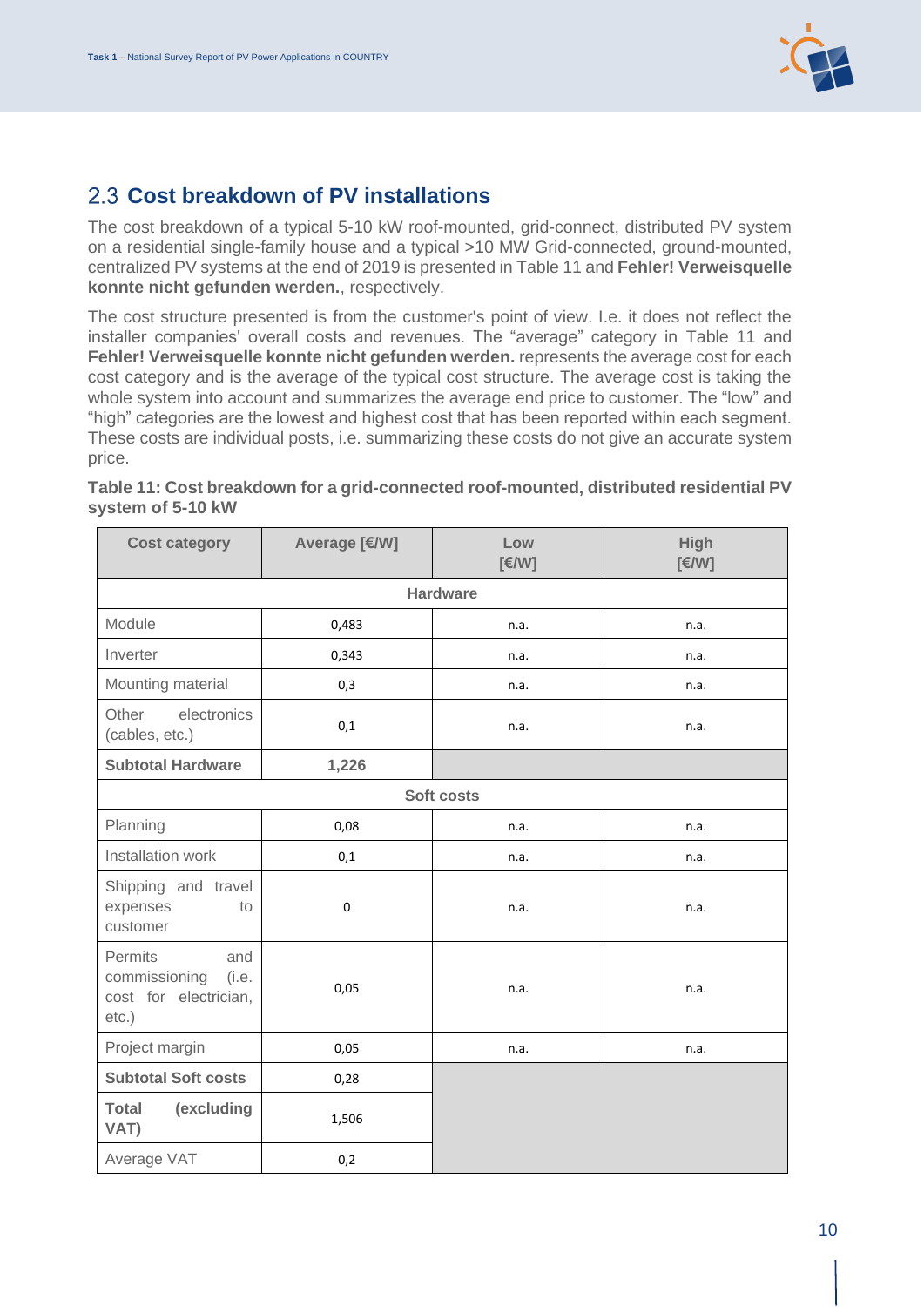## 2.3 Cost breakdown of PV installations

The cost breakdown of a typical 5-10 kW roof-mounted, grid-connect, distributed PV system on a residential single-family house and a typical >10 MW Grid-connected, ground-mounted, centralized PV systems at the end of 2019 is presented in Table 11 and **Fehler! Verweisquelle konnte nicht gefunden werden.**, respectively.

The cost structure presented is from the customer's point of view. I.e. it does not reflect the installer companies' overall costs and revenues. The "average" category in Table 11 and **Fehler! Verweisquelle konnte nicht gefunden werden.** represents the average cost for each cost category and is the average of the typical cost structure. The average cost is taking the whole system into account and summarizes the average end price to customer. The "low" and "high" categories are the lowest and highest cost that has been reported within each segment. These costs are individual posts, i.e. summarizing these costs do not give an accurate system price.

**Table 11: Cost breakdown for a grid-connected roof-mounted, distributed residential PV system of 5-10 kW**

| Cost category | Average [€/W] | Low [€/W] | High [€/W] |
|---|---|---|---|
| **Hardware** | | | |
| Module | 0,483 | n.a. | n.a. |
| Inverter | 0,343 | n.a. | n.a. |
| Mounting material | 0,3 | n.a. | n.a. |
| Other electronics (cables, etc.) | 0,1 | n.a. | n.a. |
| **Subtotal Hardware** | **1,226** | | |
| **Soft costs** | | | |
| Planning | 0,08 | n.a. | n.a. |
| Installation work | 0,1 | n.a. | n.a. |
| Shipping and travel expenses to customer | 0 | n.a. | n.a. |
| Permits and commissioning (i.e. cost for electrician, etc.) | 0,05 | n.a. | n.a. |
| Project margin | 0,05 | n.a. | n.a. |
| **Subtotal Soft costs** | 0,28 | | |
| **Total (excluding VAT)** | 1,506 | | |
| Average VAT | 0,2 | | |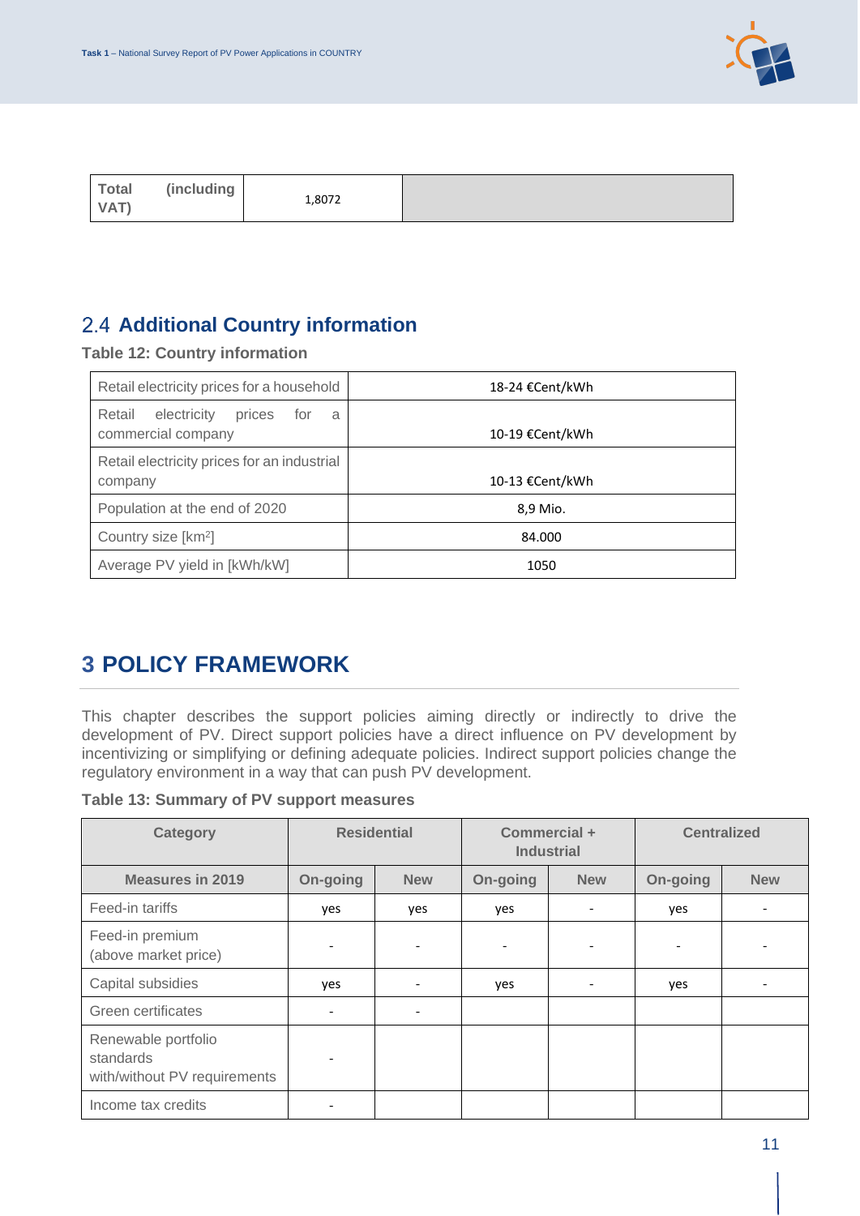| Total (including VAT) | 1,8072 | |
|---|---|---|

## 2.4 Additional Country information

**Table 12: Country information**

| Retail electricity prices for a household | 18-24 €Cent/kWh |
|---|---|
| Retail electricity prices for a commercial company | 10-19 €Cent/kWh |
| Retail electricity prices for an industrial company | 10-13 €Cent/kWh |
| Population at the end of 2020 | 8,9 Mio. |
| Country size [km²] | 84.000 |
| Average PV yield in [kWh/kW] | 1050 |

# 3 POLICY FRAMEWORK

This chapter describes the support policies aiming directly or indirectly to drive the development of PV. Direct support policies have a direct influence on PV development by incentivizing or simplifying or defining adequate policies. Indirect support policies change the regulatory environment in a way that can push PV development.

**Table 13: Summary of PV support measures**

| Category | Residential | | Commercial + Industrial | | Centralized | |
|---|---|---|---|---|---|---|
| Measures in 2019 | On-going | New | On-going | New | On-going | New |
| Feed-in tariffs | yes | yes | yes | - | yes | - |
| Feed-in premium (above market price) | - | - | - | - | - | - |
| Capital subsidies | yes | - | yes | - | yes | - |
| Green certificates | - | - | | | | |
| Renewable portfolio standards with/without PV requirements | - | | | | | |
| Income tax credits | - | | | | | |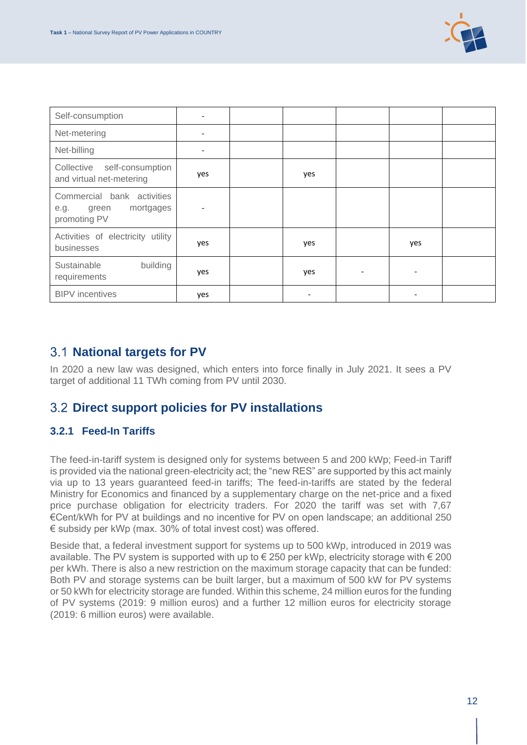| Self-consumption | - | | | | | |
|---|---|---|---|---|---|---|
| Net-metering | - | | | | | |
| Net-billing | - | | | | | |
| Collective self-consumption and virtual net-metering | yes | | yes | | | |
| Commercial bank activities e.g. green mortgages promoting PV | - | | | | | |
| Activities of electricity utility businesses | yes | | yes | | yes | |
| Sustainable building requirements | yes | | yes | - | - | |
| BIPV incentives | yes | | - | | - | |

## 3.1 National targets for PV

In 2020 a new law was designed, which enters into force finally in July 2021. It sees a PV target of additional 11 TWh coming from PV until 2030.

## 3.2 Direct support policies for PV installations

### 3.2.1 Feed-In Tariffs

The feed-in-tariff system is designed only for systems between 5 and 200 kWp; Feed-in Tariff is provided via the national green-electricity act; the "new RES" are supported by this act mainly via up to 13 years guaranteed feed-in tariffs; The feed-in-tariffs are stated by the federal Ministry for Economics and financed by a supplementary charge on the net-price and a fixed price purchase obligation for electricity traders. For 2020 the tariff was set with 7,67 €Cent/kWh for PV at buildings and no incentive for PV on open landscape; an additional 250 € subsidy per kWp (max. 30% of total invest cost) was offered.

Beside that, a federal investment support for systems up to 500 kWp, introduced in 2019 was available. The PV system is supported with up to € 250 per kWp, electricity storage with € 200 per kWh. There is also a new restriction on the maximum storage capacity that can be funded: Both PV and storage systems can be built larger, but a maximum of 500 kW for PV systems or 50 kWh for electricity storage are funded. Within this scheme, 24 million euros for the funding of PV systems (2019: 9 million euros) and a further 12 million euros for electricity storage (2019: 6 million euros) were available.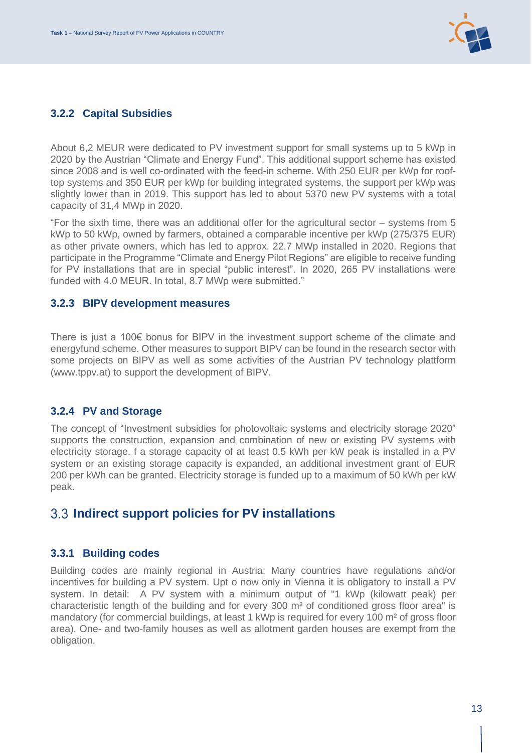### 3.2.2 Capital Subsidies

About 6,2 MEUR were dedicated to PV investment support for small systems up to 5 kWp in 2020 by the Austrian "Climate and Energy Fund". This additional support scheme has existed since 2008 and is well co-ordinated with the feed-in scheme. With 250 EUR per kWp for roof-top systems and 350 EUR per kWp for building integrated systems, the support per kWp was slightly lower than in 2019. This support has led to about 5370 new PV systems with a total capacity of 31,4 MWp in 2020.

"For the sixth time, there was an additional offer for the agricultural sector – systems from 5 kWp to 50 kWp, owned by farmers, obtained a comparable incentive per kWp (275/375 EUR) as other private owners, which has led to approx. 22.7 MWp installed in 2020. Regions that participate in the Programme "Climate and Energy Pilot Regions" are eligible to receive funding for PV installations that are in special "public interest". In 2020, 265 PV installations were funded with 4.0 MEUR. In total, 8.7 MWp were submitted."

### 3.2.3 BIPV development measures

There is just a 100€ bonus for BIPV in the investment support scheme of the climate and energyfund scheme. Other measures to support BIPV can be found in the research sector with some projects on BIPV as well as some activities of the Austrian PV technology plattform (www.tppv.at) to support the development of BIPV.

### 3.2.4 PV and Storage

The concept of "Investment subsidies for photovoltaic systems and electricity storage 2020" supports the construction, expansion and combination of new or existing PV systems with electricity storage. f a storage capacity of at least 0.5 kWh per kW peak is installed in a PV system or an existing storage capacity is expanded, an additional investment grant of EUR 200 per kWh can be granted. Electricity storage is funded up to a maximum of 50 kWh per kW peak.

## 3.3 Indirect support policies for PV installations

### 3.3.1 Building codes

Building codes are mainly regional in Austria; Many countries have regulations and/or incentives for building a PV system. Upt o now only in Vienna it is obligatory to install a PV system. In detail: A PV system with a minimum output of "1 kWp (kilowatt peak) per characteristic length of the building and for every 300 m² of conditioned gross floor area" is mandatory (for commercial buildings, at least 1 kWp is required for every 100 m² of gross floor area). One- and two-family houses as well as allotment garden houses are exempt from the obligation.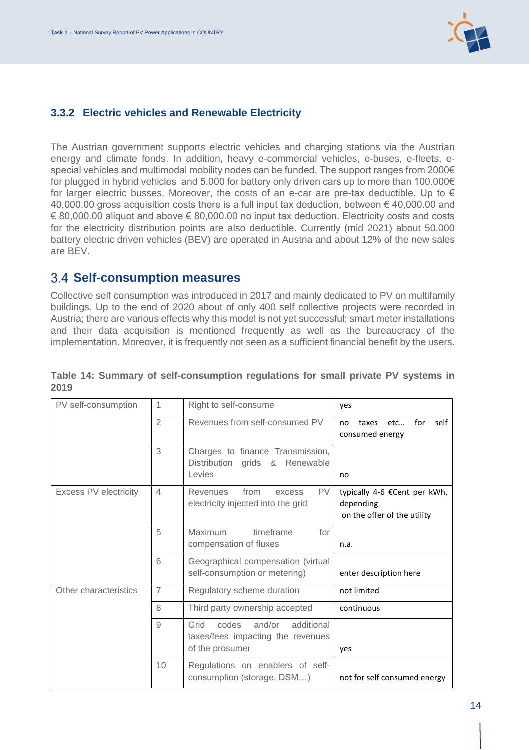### 3.3.2 Electric vehicles and Renewable Electricity

The Austrian government supports electric vehicles and charging stations via the Austrian energy and climate fonds. In addition, heavy e-commercial vehicles, e-buses, e-fleets, e-special vehicles and multimodal mobility nodes can be funded. The support ranges from 2000€ for plugged in hybrid vehicles and 5.000 for battery only driven cars up to more than 100.000€ for larger electric busses. Moreover, the costs of an e-car are pre-tax deductible. Up to € 40,000.00 gross acquisition costs there is a full input tax deduction, between € 40,000.00 and € 80,000.00 aliquot and above € 80,000.00 no input tax deduction. Electricity costs and costs for the electricity distribution points are also deductible. Currently (mid 2021) about 50.000 battery electric driven vehicles (BEV) are operated in Austria and about 12% of the new sales are BEV.

## 3.4 Self-consumption measures

Collective self consumption was introduced in 2017 and mainly dedicated to PV on multifamily buildings. Up to the end of 2020 about of only 400 self collective projects were recorded in Austria; there are various effects why this model is not yet successful; smart meter installations and their data acquisition is mentioned frequently as well as the bureaucracy of the implementation. Moreover, it is frequently not seen as a sufficient financial benefit by the users.

**Table 14: Summary of self-consumption regulations for small private PV systems in 2019**

| | | | |
|---|---|---|---|
| PV self-consumption | 1 | Right to self-consume | yes |
| | 2 | Revenues from self-consumed PV | no taxes etc… for self consumed energy |
| | 3 | Charges to finance Transmission, Distribution grids & Renewable Levies | no |
| Excess PV electricity | 4 | Revenues from excess PV electricity injected into the grid | typically 4-6 €Cent per kWh, depending on the offer of the utility |
| | 5 | Maximum timeframe for compensation of fluxes | n.a. |
| | 6 | Geographical compensation (virtual self-consumption or metering) | enter description here |
| Other characteristics | 7 | Regulatory scheme duration | not limited |
| | 8 | Third party ownership accepted | continuous |
| | 9 | Grid codes and/or additional taxes/fees impacting the revenues of the prosumer | yes |
| | 10 | Regulations on enablers of self-consumption (storage, DSM…) | not for self consumed energy |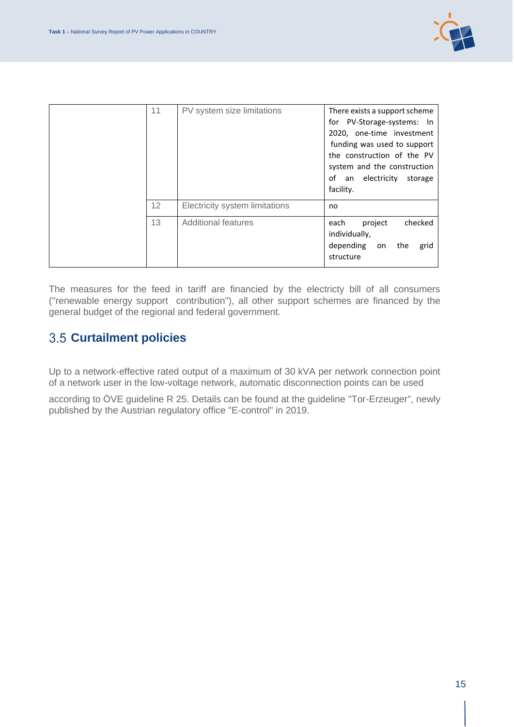|  | 11 | PV system size limitations | There exists a support scheme for PV-Storage-systems: In 2020, one-time investment funding was used to support the construction of the PV system and the construction of an electricity storage facility. |
| --- | --- | --- | --- |
|  | 12 | Electricity system limitations | no |
|  | 13 | Additional features | each project checked individually, depending on the grid structure |

The measures for the feed in tariff are financed by the electricty bill of all consumers ("renewable energy support contribution"), all other support schemes are financed by the general budget of the regional and federal government.

## 3.5 Curtailment policies

Up to a network-effective rated output of a maximum of 30 kVA per network connection point of a network user in the low-voltage network, automatic disconnection points can be used

according to ÖVE guideline R 25. Details can be found at the guideline "Tor-Erzeuger", newly published by the Austrian regulatory office "E-control" in 2019.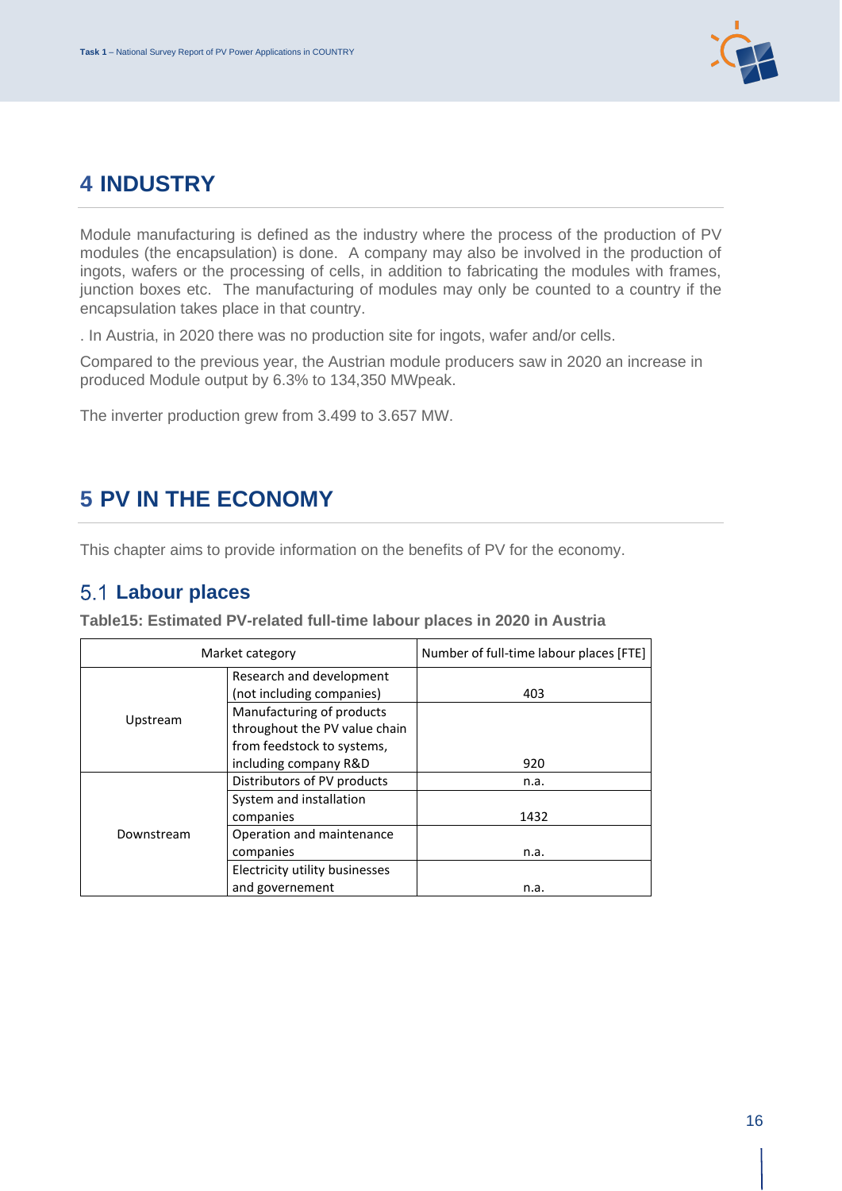# 4 INDUSTRY

Module manufacturing is defined as the industry where the process of the production of PV modules (the encapsulation) is done. A company may also be involved in the production of ingots, wafers or the processing of cells, in addition to fabricating the modules with frames, junction boxes etc. The manufacturing of modules may only be counted to a country if the encapsulation takes place in that country.

. In Austria, in 2020 there was no production site for ingots, wafer and/or cells.

Compared to the previous year, the Austrian module producers saw in 2020 an increase in produced Module output by 6.3% to 134,350 MWpeak.

The inverter production grew from 3.499 to 3.657 MW.

# 5 PV IN THE ECONOMY

This chapter aims to provide information on the benefits of PV for the economy.

## 5.1 Labour places

**Table15: Estimated PV-related full-time labour places in 2020 in Austria**

| Market category | | Number of full-time labour places [FTE] |
|---|---|---|
| Upstream | Research and development (not including companies) | 403 |
| | Manufacturing of products throughout the PV value chain from feedstock to systems, including company R&D | 920 |
| Downstream | Distributors of PV products | n.a. |
| | System and installation companies | 1432 |
| | Operation and maintenance companies | n.a. |
| | Electricity utility businesses and governement | n.a. |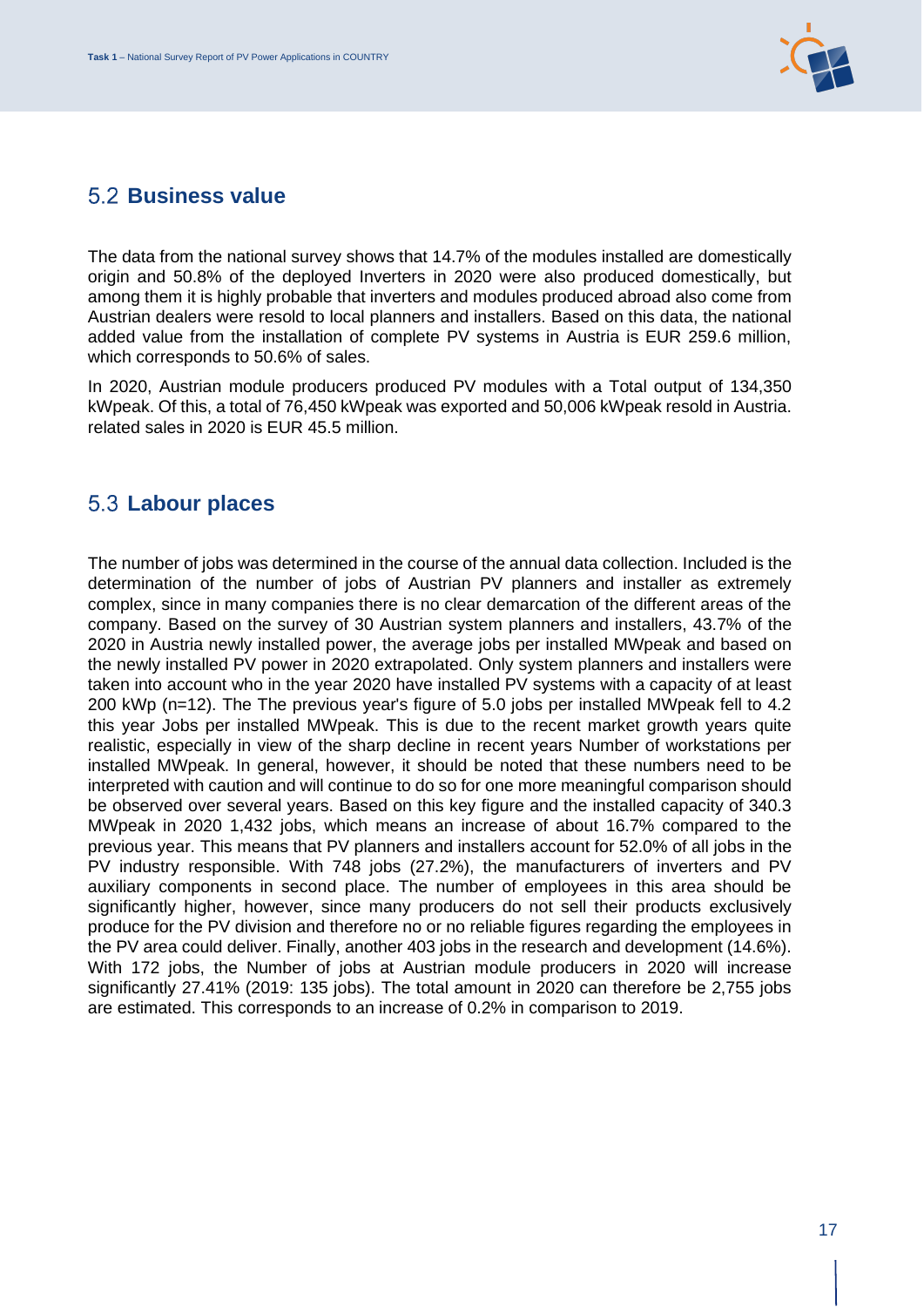## 5.2 Business value

The data from the national survey shows that 14.7% of the modules installed are domestically origin and 50.8% of the deployed Inverters in 2020 were also produced domestically, but among them it is highly probable that inverters and modules produced abroad also come from Austrian dealers were resold to local planners and installers. Based on this data, the national added value from the installation of complete PV systems in Austria is EUR 259.6 million, which corresponds to 50.6% of sales.

In 2020, Austrian module producers produced PV modules with a Total output of 134,350 kWpeak. Of this, a total of 76,450 kWpeak was exported and 50,006 kWpeak resold in Austria. related sales in 2020 is EUR 45.5 million.

## 5.3 Labour places

The number of jobs was determined in the course of the annual data collection. Included is the determination of the number of jobs of Austrian PV planners and installer as extremely complex, since in many companies there is no clear demarcation of the different areas of the company. Based on the survey of 30 Austrian system planners and installers, 43.7% of the 2020 in Austria newly installed power, the average jobs per installed MWpeak and based on the newly installed PV power in 2020 extrapolated. Only system planners and installers were taken into account who in the year 2020 have installed PV systems with a capacity of at least 200 kWp (n=12). The The previous year's figure of 5.0 jobs per installed MWpeak fell to 4.2 this year Jobs per installed MWpeak. This is due to the recent market growth years quite realistic, especially in view of the sharp decline in recent years Number of workstations per installed MWpeak. In general, however, it should be noted that these numbers need to be interpreted with caution and will continue to do so for one more meaningful comparison should be observed over several years. Based on this key figure and the installed capacity of 340.3 MWpeak in 2020 1,432 jobs, which means an increase of about 16.7% compared to the previous year. This means that PV planners and installers account for 52.0% of all jobs in the PV industry responsible. With 748 jobs (27.2%), the manufacturers of inverters and PV auxiliary components in second place. The number of employees in this area should be significantly higher, however, since many producers do not sell their products exclusively produce for the PV division and therefore no or no reliable figures regarding the employees in the PV area could deliver. Finally, another 403 jobs in the research and development (14.6%). With 172 jobs, the Number of jobs at Austrian module producers in 2020 will increase significantly 27.41% (2019: 135 jobs). The total amount in 2020 can therefore be 2,755 jobs are estimated. This corresponds to an increase of 0.2% in comparison to 2019.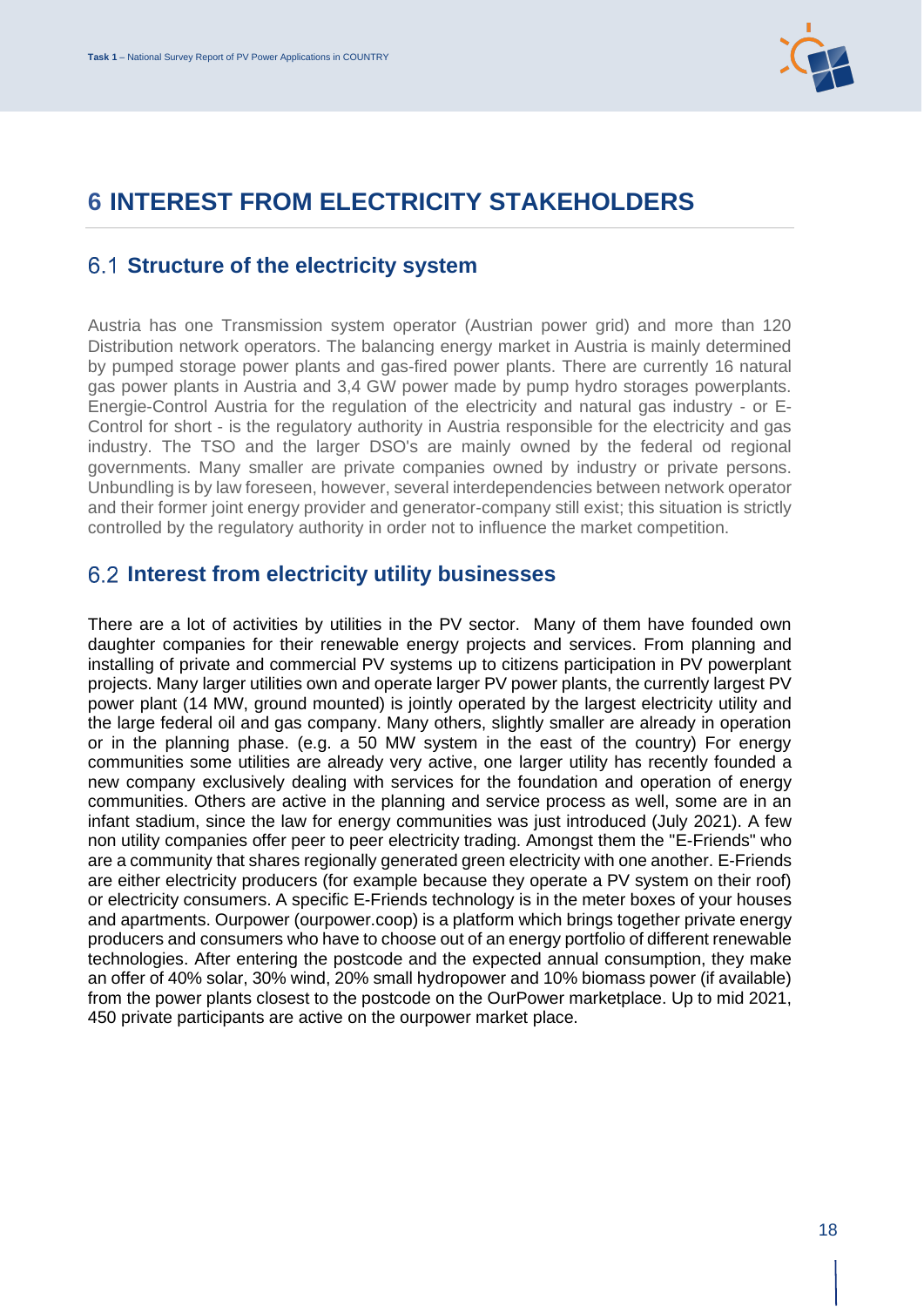# 6 INTEREST FROM ELECTRICITY STAKEHOLDERS

## 6.1 Structure of the electricity system

Austria has one Transmission system operator (Austrian power grid) and more than 120 Distribution network operators. The balancing energy market in Austria is mainly determined by pumped storage power plants and gas-fired power plants. There are currently 16 natural gas power plants in Austria and 3,4 GW power made by pump hydro storages powerplants. Energie-Control Austria for the regulation of the electricity and natural gas industry - or E-Control for short - is the regulatory authority in Austria responsible for the electricity and gas industry. The TSO and the larger DSO's are mainly owned by the federal od regional governments. Many smaller are private companies owned by industry or private persons. Unbundling is by law foreseen, however, several interdependencies between network operator and their former joint energy provider and generator-company still exist; this situation is strictly controlled by the regulatory authority in order not to influence the market competition.

## 6.2 Interest from electricity utility businesses

There are a lot of activities by utilities in the PV sector. Many of them have founded own daughter companies for their renewable energy projects and services. From planning and installing of private and commercial PV systems up to citizens participation in PV powerplant projects. Many larger utilities own and operate larger PV power plants, the currently largest PV power plant (14 MW, ground mounted) is jointly operated by the largest electricity utility and the large federal oil and gas company. Many others, slightly smaller are already in operation or in the planning phase. (e.g. a 50 MW system in the east of the country) For energy communities some utilities are already very active, one larger utility has recently founded a new company exclusively dealing with services for the foundation and operation of energy communities. Others are active in the planning and service process as well, some are in an infant stadium, since the law for energy communities was just introduced (July 2021). A few non utility companies offer peer to peer electricity trading. Amongst them the "E-Friends" who are a community that shares regionally generated green electricity with one another. E-Friends are either electricity producers (for example because they operate a PV system on their roof) or electricity consumers. A specific E-Friends technology is in the meter boxes of your houses and apartments. Ourpower (ourpower.coop) is a platform which brings together private energy producers and consumers who have to choose out of an energy portfolio of different renewable technologies. After entering the postcode and the expected annual consumption, they make an offer of 40% solar, 30% wind, 20% small hydropower and 10% biomass power (if available) from the power plants closest to the postcode on the OurPower marketplace. Up to mid 2021, 450 private participants are active on the ourpower market place.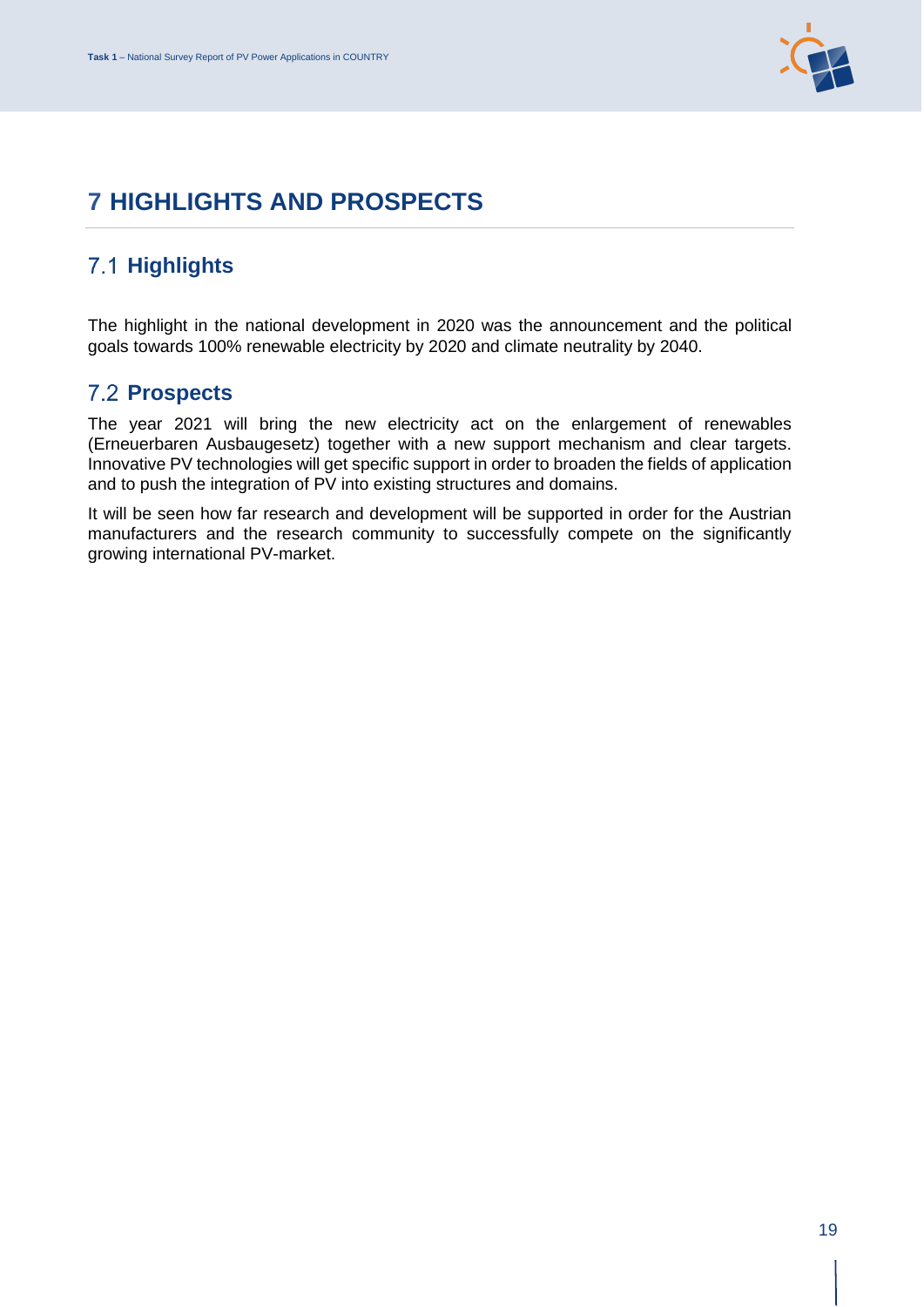# 7 HIGHLIGHTS AND PROSPECTS

## 7.1 Highlights

The highlight in the national development in 2020 was the announcement and the political goals towards 100% renewable electricity by 2020 and climate neutrality by 2040.

## 7.2 Prospects

The year 2021 will bring the new electricity act on the enlargement of renewables (Erneuerbaren Ausbaugesetz) together with a new support mechanism and clear targets. Innovative PV technologies will get specific support in order to broaden the fields of application and to push the integration of PV into existing structures and domains.

It will be seen how far research and development will be supported in order for the Austrian manufacturers and the research community to successfully compete on the significantly growing international PV-market.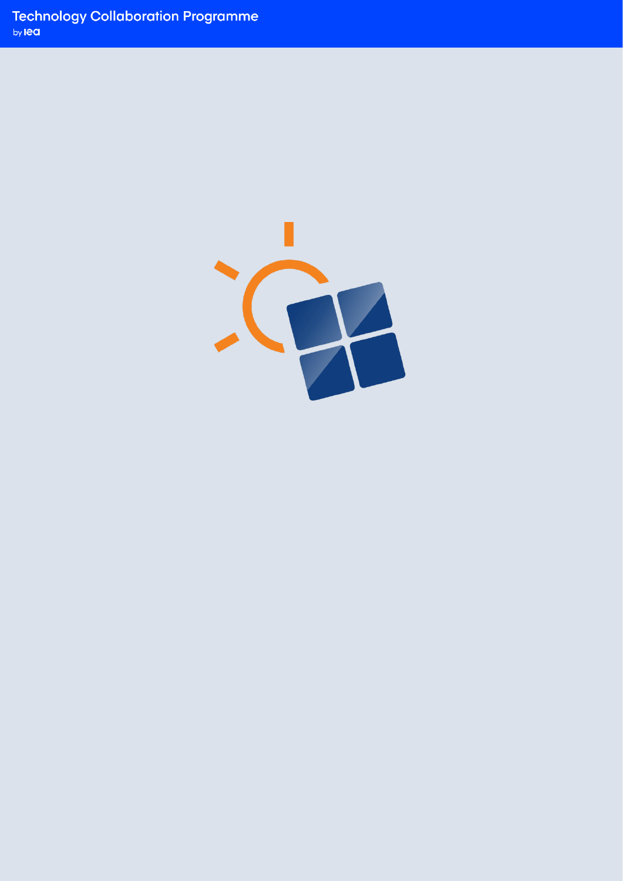Technology Collaboration Programme

by iea